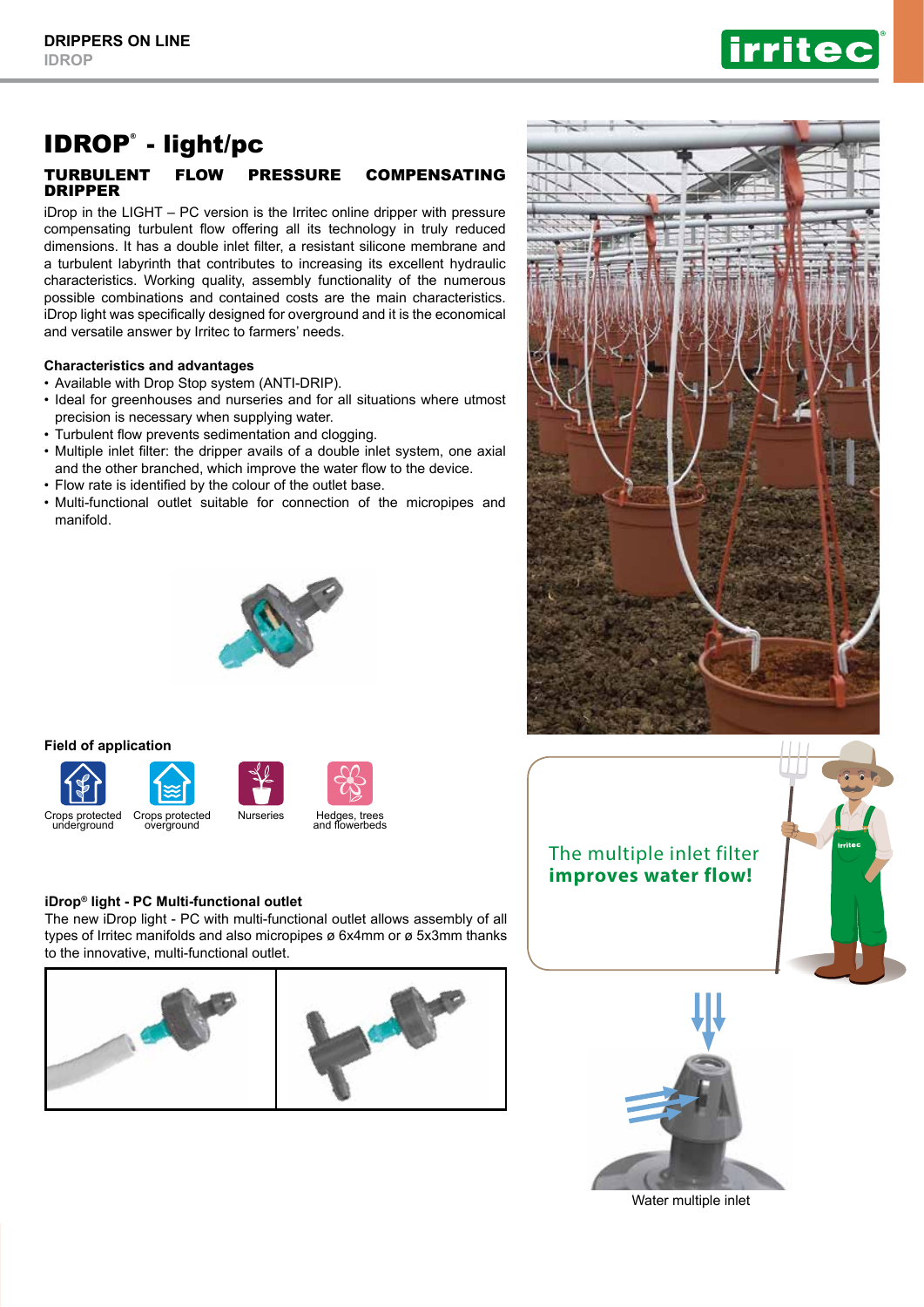# IDROP® - light/pc

## TURBULENT FLOW PRESSURE COMPENSATING DRIPPER

iDrop in the LIGHT – PC version is the Irritec online dripper with pressure compensating turbulent flow offering all its technology in truly reduced dimensions. It has a double inlet filter, a resistant silicone membrane and a turbulent labyrinth that contributes to increasing its excellent hydraulic characteristics. Working quality, assembly functionality of the numerous possible combinations and contained costs are the main characteristics. iDrop light was specifically designed for overground and it is the economical and versatile answer by Irritec to farmers' needs.

### Characteristics and advantages

- Available with Drop Stop system (ANTI-DRIP).
- Ideal for greenhouses and nurseries and for all situations where utmost precision is necessary when supplying water.
- Turbulent flow prevents sedimentation and clogging.
- Multiple inlet filter: the dripper avails of a double inlet system, one axial and the other branched, which improve the water flow to the device.
- Flow rate is identified by the colour of the outlet base.
- Multi-functional outlet suitable for connection of the micropipes and manifold.

### Field of application

Crops protected underground · Crops protected overground · Nurseries · Hedges, trees and flowerbeds

### iDrop® light - PC Multi-functional outlet

The new iDrop light - PC with multi-functional outlet allows assembly of all types of Irritec manifolds and also micropipes ø 6x4mm or ø 5x3mm thanks to the innovative, multi-functional outlet.

The multiple inlet filter **improves water flow!**

Water multiple inlet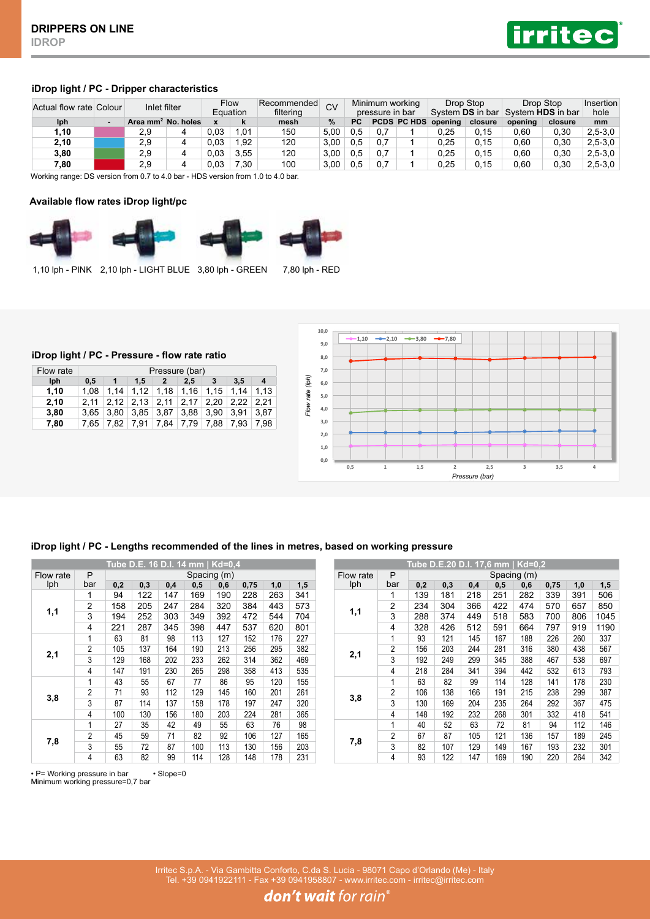## DRIPPERS ON LINE

**IDROP**

### iDrop light / PC - Dripper characteristics

| Actual flow rate | Colour | Inlet filter | | Flow Equation | | Recommended filtering | CV | Minimum working pressure in bar | | | Drop Stop System DS in bar | | Drop Stop System HDS in bar | | Insertion hole |
|---|---|---|---|---|---|---|---|---|---|---|---|---|---|---|---|
| lph | - | Area mm² | No. holes | x | k | mesh | % | PC | PCDS | PC HDS | opening | closure | opening | closure | mm |
| 1,10 | | 2,9 | 4 | 0,03 | 1,01 | 150 | 5,00 | 0,5 | 0,7 | 1 | 0,25 | 0,15 | 0,60 | 0,30 | 2,5-3,0 |
| 2,10 | | 2,9 | 4 | 0,03 | 1,92 | 120 | 3,00 | 0,5 | 0,7 | 1 | 0,25 | 0,15 | 0,60 | 0,30 | 2,5-3,0 |
| 3,80 | | 2,9 | 4 | 0,03 | 3,55 | 120 | 3,00 | 0,5 | 0,7 | 1 | 0,25 | 0,15 | 0,60 | 0,30 | 2,5-3,0 |
| 7,80 | | 2,9 | 4 | 0,03 | 7,30 | 100 | 3,00 | 0,5 | 0,7 | 1 | 0,25 | 0,15 | 0,60 | 0,30 | 2,5-3,0 |

Working range: DS version from 0.7 to 4.0 bar - HDS version from 1.0 to 4.0 bar.

### Available flow rates iDrop light/pc

1,10 lph - PINK    2,10 lph - LIGHT BLUE    3,80 lph - GREEN    7,80 lph - RED

### iDrop light / PC - Pressure - flow rate ratio

| Flow rate | Pressure (bar) | | | | | | | |
|---|---|---|---|---|---|---|---|---|
| lph | 0,5 | 1 | 1,5 | 2 | 2,5 | 3 | 3,5 | 4 |
| 1,10 | 1,08 | 1,14 | 1,12 | 1,18 | 1,16 | 1,15 | 1,14 | 1,13 |
| 2,10 | 2,11 | 2,12 | 2,13 | 2,11 | 2,17 | 2,20 | 2,22 | 2,21 |
| 3,80 | 3,65 | 3,80 | 3,85 | 3,87 | 3,88 | 3,90 | 3,91 | 3,87 |
| 7,80 | 7,65 | 7,82 | 7,91 | 7,84 | 7,79 | 7,88 | 7,93 | 7,98 |

1,10  2,10  3,80  7,80

Flow rate (lph)

10,0 9,0 8,0 7,0 6,0 5,0 4,0 3,0 2,0 1,0 0,0

0,5 1 1,5 2 2,5 3 3,5 4

Pressure (bar)

### iDrop light / PC - Lengths recommended of the lines in metres, based on working pressure

| Tube D.E. 16 D.I. 14 mm \| Kd=0,4 | | | | | | | | | |
|---|---|---|---|---|---|---|---|---|---|
| Flow rate lph | P bar | Spacing (m) | | | | | | | |
| | | 0,2 | 0,3 | 0,4 | 0,5 | 0,6 | 0,75 | 1,0 | 1,5 |
| 1,1 | 1 | 94 | 122 | 147 | 169 | 190 | 228 | 263 | 341 |
| | 2 | 158 | 205 | 247 | 284 | 320 | 384 | 443 | 573 |
| | 3 | 194 | 252 | 303 | 349 | 392 | 472 | 544 | 704 |
| | 4 | 221 | 287 | 345 | 398 | 447 | 537 | 620 | 801 |
| 2,1 | 1 | 63 | 81 | 98 | 113 | 127 | 152 | 176 | 227 |
| | 2 | 105 | 137 | 164 | 190 | 213 | 256 | 295 | 382 |
| | 3 | 129 | 168 | 202 | 233 | 262 | 314 | 362 | 469 |
| | 4 | 147 | 191 | 230 | 265 | 298 | 358 | 413 | 535 |
| 3,8 | 1 | 43 | 55 | 67 | 77 | 86 | 95 | 120 | 155 |
| | 2 | 71 | 93 | 112 | 129 | 145 | 160 | 201 | 261 |
| | 3 | 87 | 114 | 137 | 158 | 178 | 197 | 247 | 320 |
| | 4 | 100 | 130 | 156 | 180 | 203 | 224 | 281 | 365 |
| 7,8 | 1 | 27 | 35 | 42 | 49 | 55 | 63 | 76 | 98 |
| | 2 | 45 | 59 | 71 | 82 | 92 | 106 | 127 | 165 |
| | 3 | 55 | 72 | 87 | 100 | 113 | 130 | 156 | 203 |
| | 4 | 63 | 82 | 99 | 114 | 128 | 148 | 178 | 231 |

| Tube D.E.20 D.I. 17,6 mm \| Kd=0,2 | | | | | | | | | |
|---|---|---|---|---|---|---|---|---|---|
| Flow rate lph | P bar | Spacing (m) | | | | | | | |
| | | 0,2 | 0,3 | 0,4 | 0,5 | 0,6 | 0,75 | 1,0 | 1,5 |
| 1,1 | 1 | 139 | 181 | 218 | 251 | 282 | 339 | 391 | 506 |
| | 2 | 234 | 304 | 366 | 422 | 474 | 570 | 657 | 850 |
| | 3 | 288 | 374 | 449 | 518 | 583 | 700 | 806 | 1045 |
| | 4 | 328 | 426 | 512 | 591 | 664 | 797 | 919 | 1190 |
| 2,1 | 1 | 93 | 121 | 145 | 167 | 188 | 226 | 260 | 337 |
| | 2 | 156 | 203 | 244 | 281 | 316 | 380 | 438 | 567 |
| | 3 | 192 | 249 | 299 | 345 | 388 | 467 | 538 | 697 |
| | 4 | 218 | 284 | 341 | 394 | 442 | 532 | 613 | 793 |
| 3,8 | 1 | 63 | 82 | 99 | 114 | 128 | 141 | 178 | 230 |
| | 2 | 106 | 138 | 166 | 191 | 215 | 238 | 299 | 387 |
| | 3 | 130 | 169 | 204 | 235 | 264 | 292 | 367 | 475 |
| | 4 | 148 | 192 | 232 | 268 | 301 | 332 | 418 | 541 |
| 7,8 | 1 | 40 | 52 | 63 | 72 | 81 | 94 | 112 | 146 |
| | 2 | 67 | 87 | 105 | 121 | 136 | 157 | 189 | 245 |
| | 3 | 82 | 107 | 129 | 149 | 167 | 193 | 232 | 301 |
| | 4 | 93 | 122 | 147 | 169 | 190 | 220 | 264 | 342 |

• P= Working pressure in bar  • Slope=0

Minimum working pressure=0,7 bar

Irritec S.p.A. - Via Gambitta Conforto, C.da S. Lucia - 98071 Capo d'Orlando (Me) - Italy
Tel. +39 0941922111 - Fax +39 0941958807 - www.irritec.com - irritec@irritec.com

**don't wait** for rain®